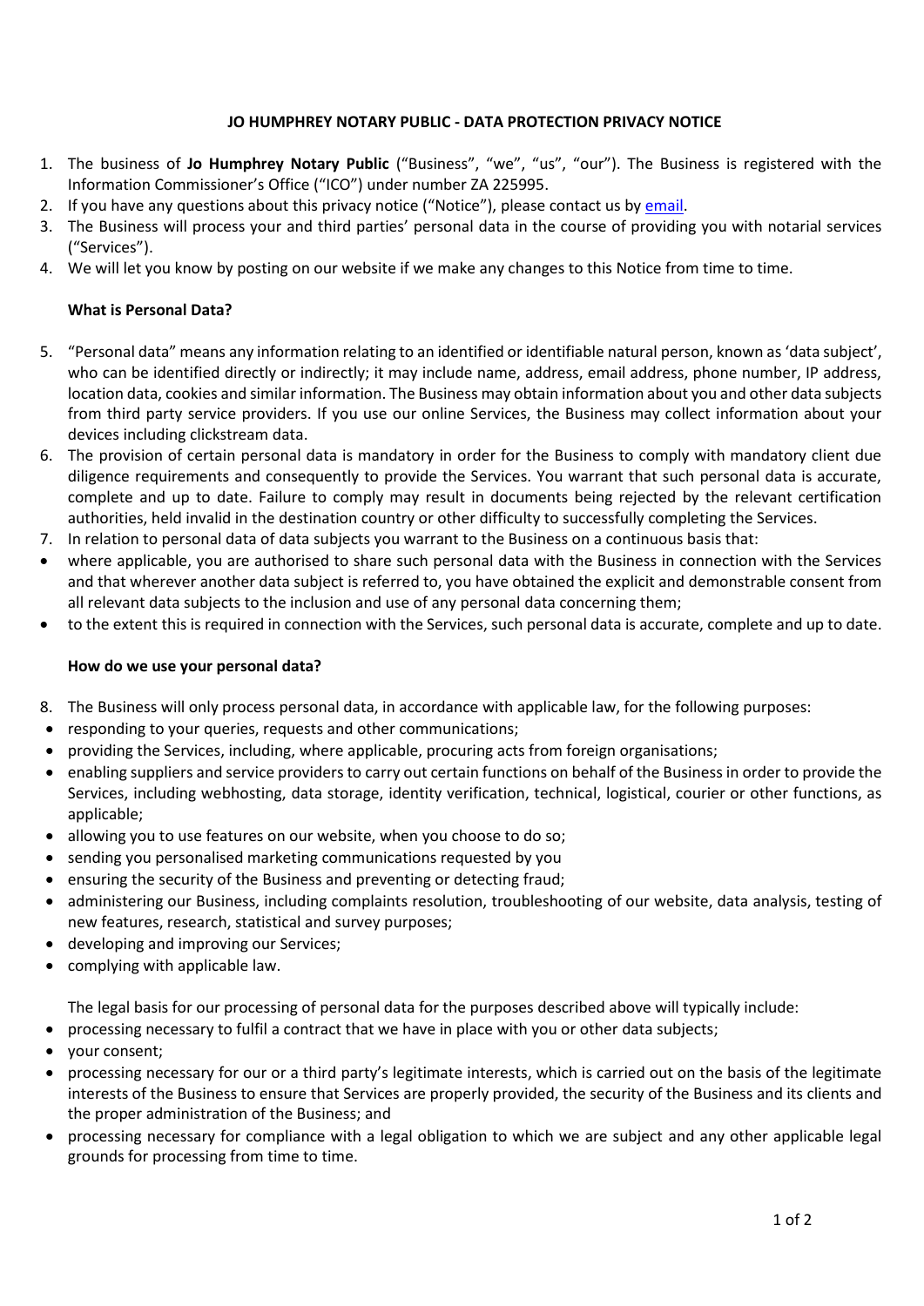# JO HUMPHREY NOTARY PUBLIC - DATA PROTECTION PRIVACY NOTICE

1. The business of **Jo Humphrey Notary Public** ("Business", "we", "us", "our"). The Business is registered with the Information Commissioner's Office ("ICO") under number ZA 225995.
2. If you have any questions about this privacy notice ("Notice"), please contact us by email.
3. The Business will process your and third parties' personal data in the course of providing you with notarial services ("Services").
4. We will let you know by posting on our website if we make any changes to this Notice from time to time.

## What is Personal Data?

5. "Personal data" means any information relating to an identified or identifiable natural person, known as 'data subject', who can be identified directly or indirectly; it may include name, address, email address, phone number, IP address, location data, cookies and similar information. The Business may obtain information about you and other data subjects from third party service providers. If you use our online Services, the Business may collect information about your devices including clickstream data.
6. The provision of certain personal data is mandatory in order for the Business to comply with mandatory client due diligence requirements and consequently to provide the Services. You warrant that such personal data is accurate, complete and up to date. Failure to comply may result in documents being rejected by the relevant certification authorities, held invalid in the destination country or other difficulty to successfully completing the Services.
7. In relation to personal data of data subjects you warrant to the Business on a continuous basis that:

- where applicable, you are authorised to share such personal data with the Business in connection with the Services and that wherever another data subject is referred to, you have obtained the explicit and demonstrable consent from all relevant data subjects to the inclusion and use of any personal data concerning them;
- to the extent this is required in connection with the Services, such personal data is accurate, complete and up to date.

## How do we use your personal data?

8. The Business will only process personal data, in accordance with applicable law, for the following purposes:

- responding to your queries, requests and other communications;
- providing the Services, including, where applicable, procuring acts from foreign organisations;
- enabling suppliers and service providers to carry out certain functions on behalf of the Business in order to provide the Services, including webhosting, data storage, identity verification, technical, logistical, courier or other functions, as applicable;
- allowing you to use features on our website, when you choose to do so;
- sending you personalised marketing communications requested by you
- ensuring the security of the Business and preventing or detecting fraud;
- administering our Business, including complaints resolution, troubleshooting of our website, data analysis, testing of new features, research, statistical and survey purposes;
- developing and improving our Services;
- complying with applicable law.

The legal basis for our processing of personal data for the purposes described above will typically include:

- processing necessary to fulfil a contract that we have in place with you or other data subjects;
- your consent;
- processing necessary for our or a third party's legitimate interests, which is carried out on the basis of the legitimate interests of the Business to ensure that Services are properly provided, the security of the Business and its clients and the proper administration of the Business; and
- processing necessary for compliance with a legal obligation to which we are subject and any other applicable legal grounds for processing from time to time.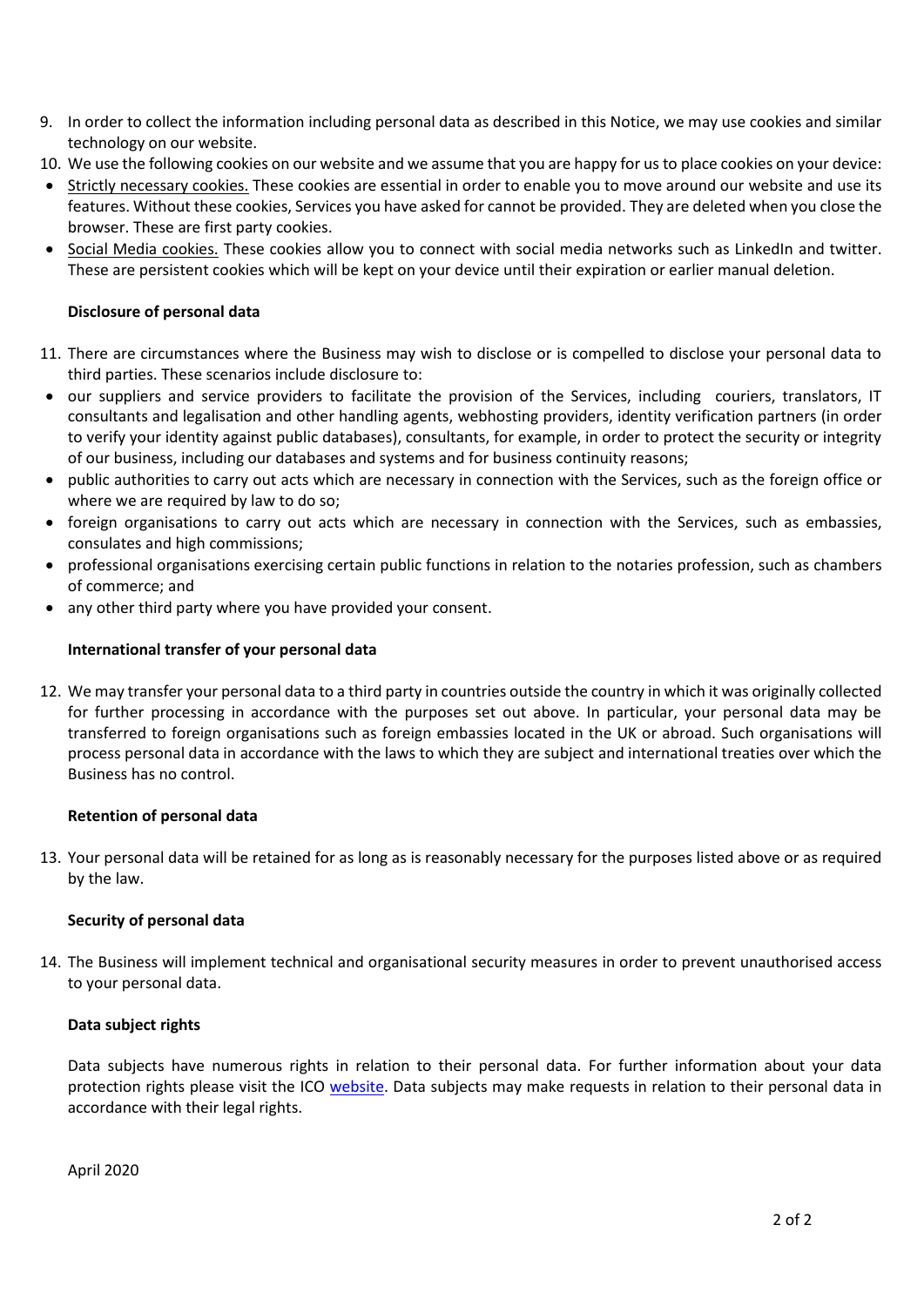9. In order to collect the information including personal data as described in this Notice, we may use cookies and similar technology on our website.
10. We use the following cookies on our website and we assume that you are happy for us to place cookies on your device:

- Strictly necessary cookies. These cookies are essential in order to enable you to move around our website and use its features. Without these cookies, Services you have asked for cannot be provided. They are deleted when you close the browser. These are first party cookies.
- Social Media cookies. These cookies allow you to connect with social media networks such as LinkedIn and twitter. These are persistent cookies which will be kept on your device until their expiration or earlier manual deletion.

**Disclosure of personal data**

11. There are circumstances where the Business may wish to disclose or is compelled to disclose your personal data to third parties. These scenarios include disclosure to:

- our suppliers and service providers to facilitate the provision of the Services, including couriers, translators, IT consultants and legalisation and other handling agents, webhosting providers, identity verification partners (in order to verify your identity against public databases), consultants, for example, in order to protect the security or integrity of our business, including our databases and systems and for business continuity reasons;
- public authorities to carry out acts which are necessary in connection with the Services, such as the foreign office or where we are required by law to do so;
- foreign organisations to carry out acts which are necessary in connection with the Services, such as embassies, consulates and high commissions;
- professional organisations exercising certain public functions in relation to the notaries profession, such as chambers of commerce; and
- any other third party where you have provided your consent.

**International transfer of your personal data**

12. We may transfer your personal data to a third party in countries outside the country in which it was originally collected for further processing in accordance with the purposes set out above. In particular, your personal data may be transferred to foreign organisations such as foreign embassies located in the UK or abroad. Such organisations will process personal data in accordance with the laws to which they are subject and international treaties over which the Business has no control.

**Retention of personal data**

13. Your personal data will be retained for as long as is reasonably necessary for the purposes listed above or as required by the law.

**Security of personal data**

14. The Business will implement technical and organisational security measures in order to prevent unauthorised access to your personal data.

**Data subject rights**

Data subjects have numerous rights in relation to their personal data. For further information about your data protection rights please visit the ICO website. Data subjects may make requests in relation to their personal data in accordance with their legal rights.

April 2020